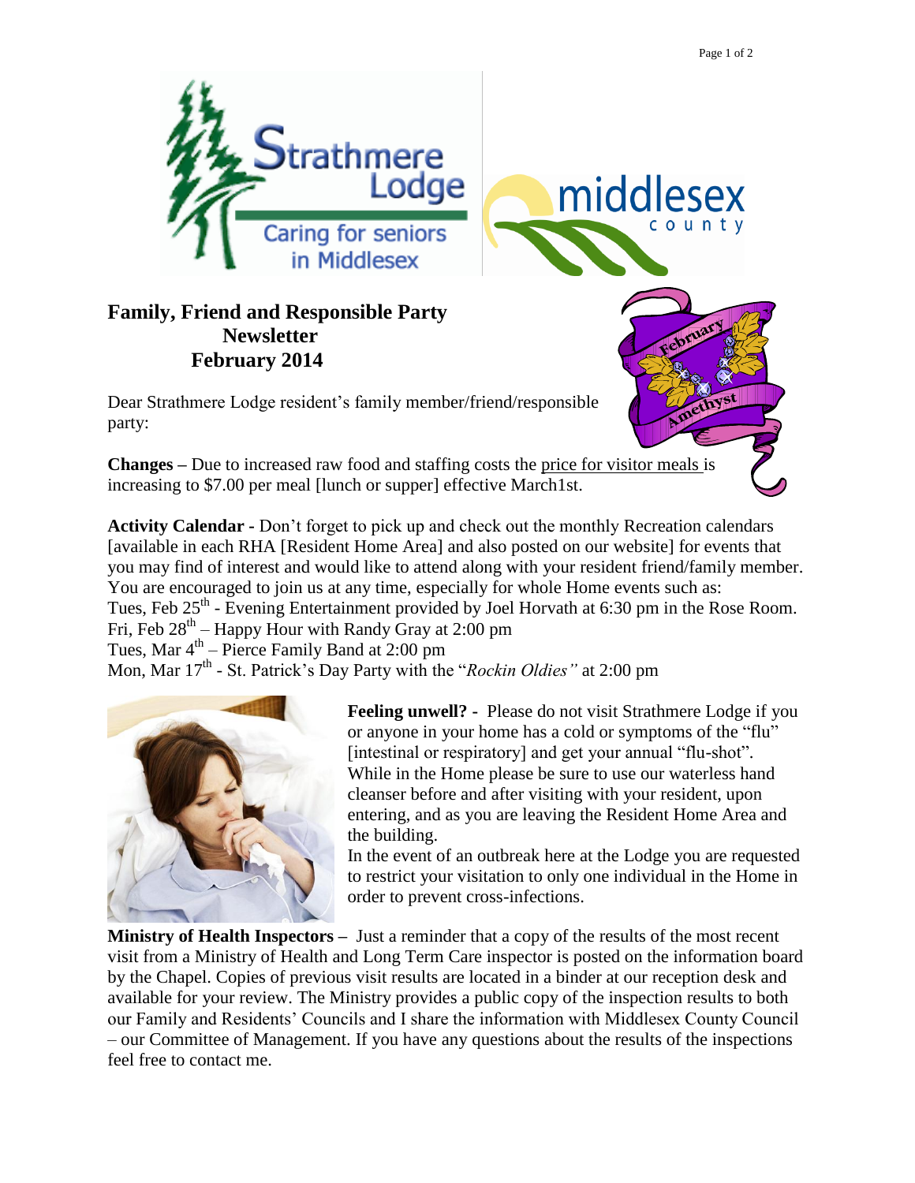Strathmere Lodge
Caring for seniors in Middlesex

middlesex county

# Family, Friend and Responsible Party Newsletter
## February 2014

February Amethyst

Dear Strathmere Lodge resident's family member/friend/responsible party:

**Changes –** Due to increased raw food and staffing costs the price for visitor meals is increasing to $7.00 per meal [lunch or supper] effective March1st.

**Activity Calendar -** Don't forget to pick up and check out the monthly Recreation calendars [available in each RHA [Resident Home Area] and also posted on our website] for events that you may find of interest and would like to attend along with your resident friend/family member. You are encouraged to join us at any time, especially for whole Home events such as:

Tues, Feb 25th - Evening Entertainment provided by Joel Horvath at 6:30 pm in the Rose Room.
Fri, Feb 28th – Happy Hour with Randy Gray at 2:00 pm
Tues, Mar 4th – Pierce Family Band at 2:00 pm
Mon, Mar 17th - St. Patrick's Day Party with the "*Rockin Oldies"* at 2:00 pm

**Feeling unwell? -** Please do not visit Strathmere Lodge if you or anyone in your home has a cold or symptoms of the "flu" [intestinal or respiratory] and get your annual "flu-shot". While in the Home please be sure to use our waterless hand cleanser before and after visiting with your resident, upon entering, and as you are leaving the Resident Home Area and the building.

In the event of an outbreak here at the Lodge you are requested to restrict your visitation to only one individual in the Home in order to prevent cross-infections.

**Ministry of Health Inspectors –** Just a reminder that a copy of the results of the most recent visit from a Ministry of Health and Long Term Care inspector is posted on the information board by the Chapel. Copies of previous visit results are located in a binder at our reception desk and available for your review. The Ministry provides a public copy of the inspection results to both our Family and Residents' Councils and I share the information with Middlesex County Council – our Committee of Management. If you have any questions about the results of the inspections feel free to contact me.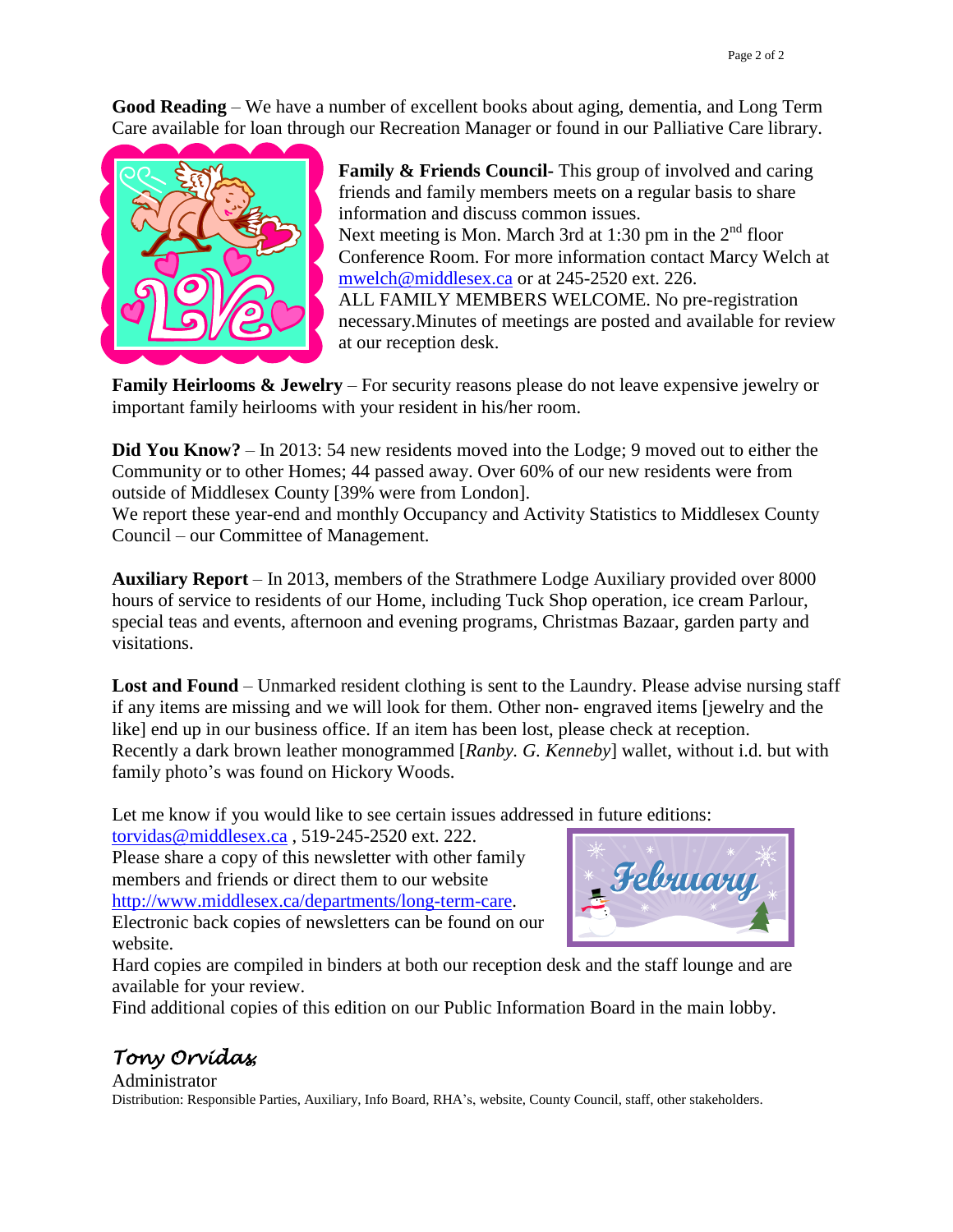**Good Reading** – We have a number of excellent books about aging, dementia, and Long Term Care available for loan through our Recreation Manager or found in our Palliative Care library.

**Family & Friends Council**- This group of involved and caring friends and family members meets on a regular basis to share information and discuss common issues.
Next meeting is Mon. March 3rd at 1:30 pm in the 2nd floor Conference Room. For more information contact Marcy Welch at mwelch@middlesex.ca or at 245-2520 ext. 226.
ALL FAMILY MEMBERS WELCOME. No pre-registration necessary.Minutes of meetings are posted and available for review at our reception desk.

**Family Heirlooms & Jewelry** – For security reasons please do not leave expensive jewelry or important family heirlooms with your resident in his/her room.

**Did You Know?** – In 2013: 54 new residents moved into the Lodge; 9 moved out to either the Community or to other Homes; 44 passed away. Over 60% of our new residents were from outside of Middlesex County [39% were from London].
We report these year-end and monthly Occupancy and Activity Statistics to Middlesex County Council – our Committee of Management.

**Auxiliary Report** – In 2013, members of the Strathmere Lodge Auxiliary provided over 8000 hours of service to residents of our Home, including Tuck Shop operation, ice cream Parlour, special teas and events, afternoon and evening programs, Christmas Bazaar, garden party and visitations.

**Lost and Found** – Unmarked resident clothing is sent to the Laundry. Please advise nursing staff if any items are missing and we will look for them. Other non- engraved items [jewelry and the like] end up in our business office. If an item has been lost, please check at reception.
Recently a dark brown leather monogrammed [*Ranby. G. Kenneby*] wallet, without i.d. but with family photo's was found on Hickory Woods.

Let me know if you would like to see certain issues addressed in future editions:
torvidas@middlesex.ca , 519-245-2520 ext. 222.
Please share a copy of this newsletter with other family members and friends or direct them to our website
http://www.middlesex.ca/departments/long-term-care.
Electronic back copies of newsletters can be found on our website.
Hard copies are compiled in binders at both our reception desk and the staff lounge and are available for your review.
Find additional copies of this edition on our Public Information Board in the main lobby.

*Tony Orvidas*
Administrator
Distribution: Responsible Parties, Auxiliary, Info Board, RHA's, website, County Council, staff, other stakeholders.